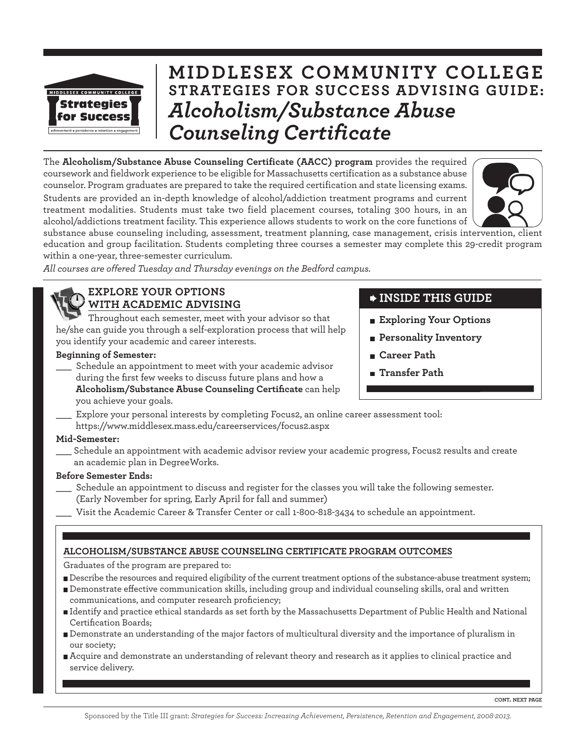# MIDDLESEX COMMUNITY COLLEGE
## STRATEGIES FOR SUCCESS ADVISING GUIDE: *Alcoholism/Substance Abuse Counseling Certificate*

The **Alcoholism/Substance Abuse Counseling Certificate (AACC) program** provides the required coursework and fieldwork experience to be eligible for Massachusetts certification as a substance abuse counselor. Program graduates are prepared to take the required certification and state licensing exams. Students are provided an in-depth knowledge of alcohol/addiction treatment programs and current treatment modalities. Students must take two field placement courses, totaling 300 hours, in an alcohol/addictions treatment facility. This experience allows students to work on the core functions of substance abuse counseling including, assessment, treatment planning, case management, crisis intervention, client education and group facilitation. Students completing three courses a semester may complete this 29-credit program within a one-year, three-semester curriculum.

*All courses are offered Tuesday and Thursday evenings on the Bedford campus.*

### INSIDE THIS GUIDE

- **Exploring Your Options**
- **Personality Inventory**
- **Career Path**
- **Transfer Path**

### EXPLORE YOUR OPTIONS WITH ACADEMIC ADVISING

Throughout each semester, meet with your advisor so that he/she can guide you through a self-exploration process that will help you identify your academic and career interests.

**Beginning of Semester:**

\_\_\_ Schedule an appointment to meet with your academic advisor during the first few weeks to discuss future plans and how a **Alcoholism/Substance Abuse Counseling Certificate** can help you achieve your goals.

\_\_\_ Explore your personal interests by completing Focus2, an online career assessment tool: https://www.middlesex.mass.edu/careerservices/focus2.aspx

**Mid-Semester:**

\_\_\_ Schedule an appointment with academic advisor review your academic progress, Focus2 results and create an academic plan in DegreeWorks.

**Before Semester Ends:**

\_\_\_ Schedule an appointment to discuss and register for the classes you will take the following semester. (Early November for spring, Early April for fall and summer)

\_\_\_ Visit the Academic Career & Transfer Center or call 1-800-818-3434 to schedule an appointment.

### ALCOHOLISM/SUBSTANCE ABUSE COUNSELING CERTIFICATE PROGRAM OUTCOMES

Graduates of the program are prepared to:

- Describe the resources and required eligibility of the current treatment options of the substance-abuse treatment system;
- Demonstrate effective communication skills, including group and individual counseling skills, oral and written communications, and computer research proficiency;
- Identify and practice ethical standards as set forth by the Massachusetts Department of Public Health and National Certification Boards;
- Demonstrate an understanding of the major factors of multicultural diversity and the importance of pluralism in our society;
- Acquire and demonstrate an understanding of relevant theory and research as it applies to clinical practice and service delivery.

CONT. NEXT PAGE

Sponsored by the Title III grant: *Strategies for Success: Increasing Achievement, Persistence, Retention and Engagement, 2008-2013.*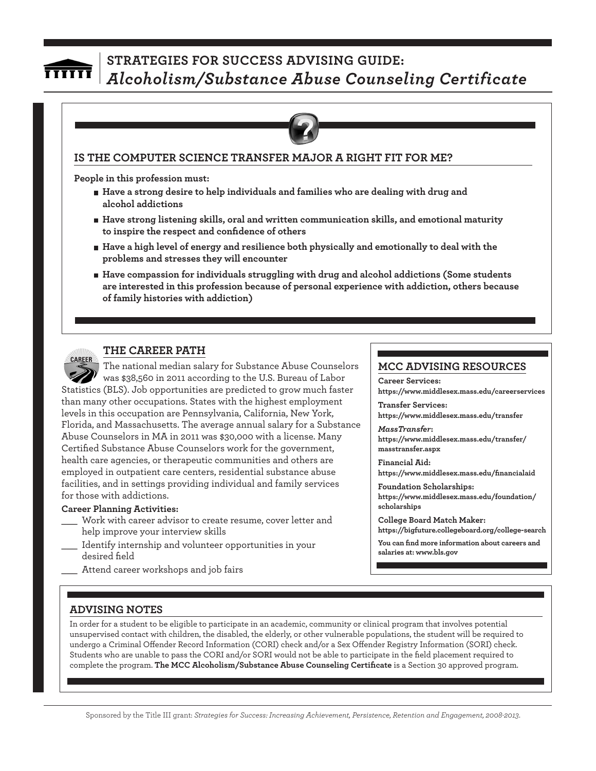# STRATEGIES FOR SUCCESS ADVISING GUIDE: *Alcoholism/Substance Abuse Counseling Certificate*

## IS THE COMPUTER SCIENCE TRANSFER MAJOR A RIGHT FIT FOR ME?

**People in this profession must:**

- **Have a strong desire to help individuals and families who are dealing with drug and alcohol addictions**
- **Have strong listening skills, oral and written communication skills, and emotional maturity to inspire the respect and confidence of others**
- **Have a high level of energy and resilience both physically and emotionally to deal with the problems and stresses they will encounter**
- **Have compassion for individuals struggling with drug and alcohol addictions (Some students are interested in this profession because of personal experience with addiction, others because of family histories with addiction)**

## THE CAREER PATH

The national median salary for Substance Abuse Counselors was $38,560 in 2011 according to the U.S. Bureau of Labor Statistics (BLS). Job opportunities are predicted to grow much faster than many other occupations. States with the highest employment levels in this occupation are Pennsylvania, California, New York, Florida, and Massachusetts. The average annual salary for a Substance Abuse Counselors in MA in 2011 was $30,000 with a license. Many Certified Substance Abuse Counselors work for the government, health care agencies, or therapeutic communities and others are employed in outpatient care centers, residential substance abuse facilities, and in settings providing individual and family services for those with addictions.

**Career Planning Activities:**

- ___ Work with career advisor to create resume, cover letter and help improve your interview skills
- ___ Identify internship and volunteer opportunities in your desired field
- ___ Attend career workshops and job fairs

## MCC ADVISING RESOURCES

**Career Services:**
**https://www.middlesex.mass.edu/careerservices**

**Transfer Services:**
**https://www.middlesex.mass.edu/transfer**

***MassTransfer*:**
**https://www.middlesex.mass.edu/transfer/masstransfer.aspx**

**Financial Aid:**
**https://www.middlesex.mass.edu/financialaid**

**Foundation Scholarships:**
**https://www.middlesex.mass.edu/foundation/scholarships**

**College Board Match Maker:**
**https://bigfuture.collegeboard.org/college-search**

**You can find more information about careers and salaries at: www.bls.gov**

## ADVISING NOTES

In order for a student to be eligible to participate in an academic, community or clinical program that involves potential unsupervised contact with children, the disabled, the elderly, or other vulnerable populations, the student will be required to undergo a Criminal Offender Record Information (CORI) check and/or a Sex Offender Registry Information (SORI) check. Students who are unable to pass the CORI and/or SORI would not be able to participate in the field placement required to complete the program. **The MCC Alcoholism/Substance Abuse Counseling Certificate** is a Section 30 approved program.

Sponsored by the Title III grant: *Strategies for Success: Increasing Achievement, Persistence, Retention and Engagement, 2008-2013.*